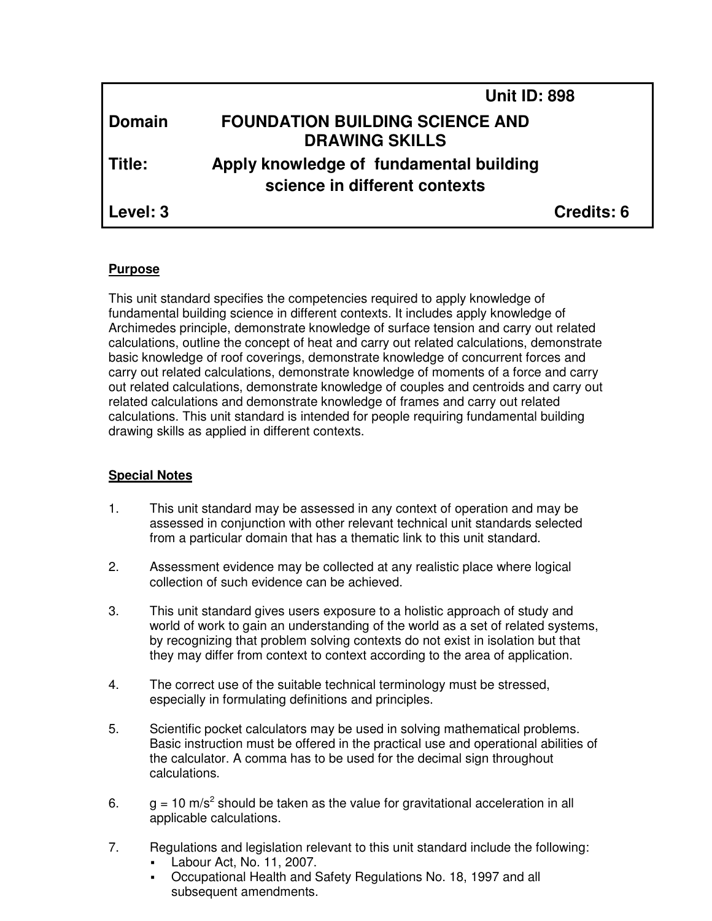**Unit ID: 898**

| | |
|---|---|
| **Domain** | **FOUNDATION BUILDING SCIENCE AND DRAWING SKILLS** |
| **Title:** | **Apply knowledge of fundamental building science in different contexts** |
| **Level: 3** | **Credits: 6** |

## Purpose

This unit standard specifies the competencies required to apply knowledge of fundamental building science in different contexts. It includes apply knowledge of Archimedes principle, demonstrate knowledge of surface tension and carry out related calculations, outline the concept of heat and carry out related calculations, demonstrate basic knowledge of roof coverings, demonstrate knowledge of concurrent forces and carry out related calculations, demonstrate knowledge of moments of a force and carry out related calculations, demonstrate knowledge of couples and centroids and carry out related calculations and demonstrate knowledge of frames and carry out related calculations. This unit standard is intended for people requiring fundamental building drawing skills as applied in different contexts.

## Special Notes

1. This unit standard may be assessed in any context of operation and may be assessed in conjunction with other relevant technical unit standards selected from a particular domain that has a thematic link to this unit standard.
2. Assessment evidence may be collected at any realistic place where logical collection of such evidence can be achieved.
3. This unit standard gives users exposure to a holistic approach of study and world of work to gain an understanding of the world as a set of related systems, by recognizing that problem solving contexts do not exist in isolation but that they may differ from context to context according to the area of application.
4. The correct use of the suitable technical terminology must be stressed, especially in formulating definitions and principles.
5. Scientific pocket calculators may be used in solving mathematical problems. Basic instruction must be offered in the practical use and operational abilities of the calculator. A comma has to be used for the decimal sign throughout calculations.
6. $g = 10 \text{ m/s}^2$ should be taken as the value for gravitational acceleration in all applicable calculations.
7. Regulations and legislation relevant to this unit standard include the following:
   - Labour Act, No. 11, 2007.
   - Occupational Health and Safety Regulations No. 18, 1997 and all subsequent amendments.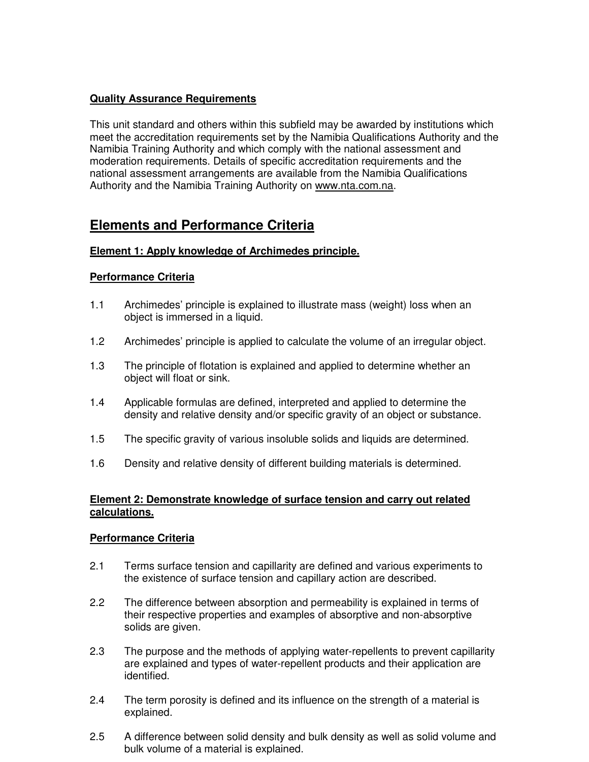**Quality Assurance Requirements**

This unit standard and others within this subfield may be awarded by institutions which meet the accreditation requirements set by the Namibia Qualifications Authority and the Namibia Training Authority and which comply with the national assessment and moderation requirements. Details of specific accreditation requirements and the national assessment arrangements are available from the Namibia Qualifications Authority and the Namibia Training Authority on www.nta.com.na.

## Elements and Performance Criteria

**Element 1: Apply knowledge of Archimedes principle.**

**Performance Criteria**

1.1 Archimedes' principle is explained to illustrate mass (weight) loss when an object is immersed in a liquid.

1.2 Archimedes' principle is applied to calculate the volume of an irregular object.

1.3 The principle of flotation is explained and applied to determine whether an object will float or sink.

1.4 Applicable formulas are defined, interpreted and applied to determine the density and relative density and/or specific gravity of an object or substance.

1.5 The specific gravity of various insoluble solids and liquids are determined.

1.6 Density and relative density of different building materials is determined.

**Element 2: Demonstrate knowledge of surface tension and carry out related calculations.**

**Performance Criteria**

2.1 Terms surface tension and capillarity are defined and various experiments to the existence of surface tension and capillary action are described.

2.2 The difference between absorption and permeability is explained in terms of their respective properties and examples of absorptive and non-absorptive solids are given.

2.3 The purpose and the methods of applying water-repellents to prevent capillarity are explained and types of water-repellent products and their application are identified.

2.4 The term porosity is defined and its influence on the strength of a material is explained.

2.5 A difference between solid density and bulk density as well as solid volume and bulk volume of a material is explained.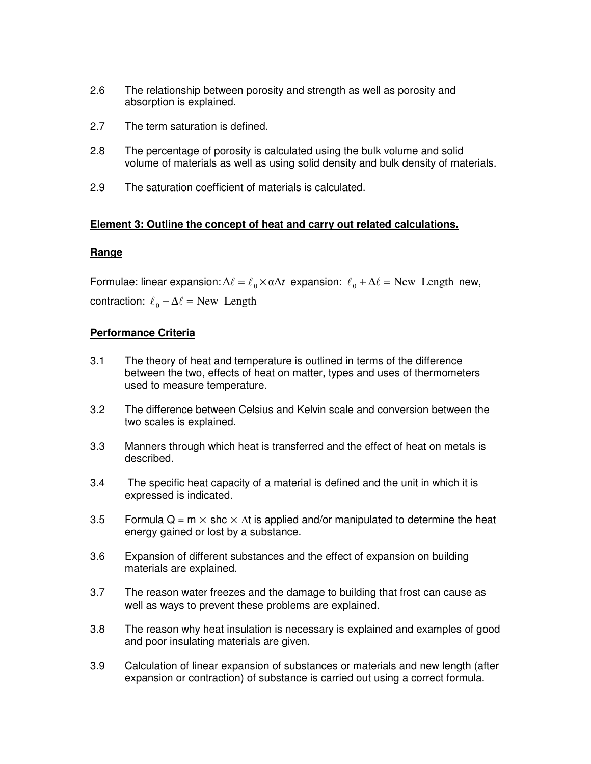2.6 The relationship between porosity and strength as well as porosity and absorption is explained.

2.7 The term saturation is defined.

2.8 The percentage of porosity is calculated using the bulk volume and solid volume of materials as well as using solid density and bulk density of materials.

2.9 The saturation coefficient of materials is calculated.

**Element 3: Outline the concept of heat and carry out related calculations.**

**Range**

Formulae: linear expansion: $\Delta\ell = \ell_0 \times \alpha\Delta t$ expansion: $\ell_0 + \Delta\ell = \text{New Length}$ new, contraction: $\ell_0 - \Delta\ell = \text{New Length}$

**Performance Criteria**

3.1 The theory of heat and temperature is outlined in terms of the difference between the two, effects of heat on matter, types and uses of thermometers used to measure temperature.

3.2 The difference between Celsius and Kelvin scale and conversion between the two scales is explained.

3.3 Manners through which heat is transferred and the effect of heat on metals is described.

3.4 The specific heat capacity of a material is defined and the unit in which it is expressed is indicated.

3.5 Formula $Q = m \times \text{shc} \times \Delta t$ is applied and/or manipulated to determine the heat energy gained or lost by a substance.

3.6 Expansion of different substances and the effect of expansion on building materials are explained.

3.7 The reason water freezes and the damage to building that frost can cause as well as ways to prevent these problems are explained.

3.8 The reason why heat insulation is necessary is explained and examples of good and poor insulating materials are given.

3.9 Calculation of linear expansion of substances or materials and new length (after expansion or contraction) of substance is carried out using a correct formula.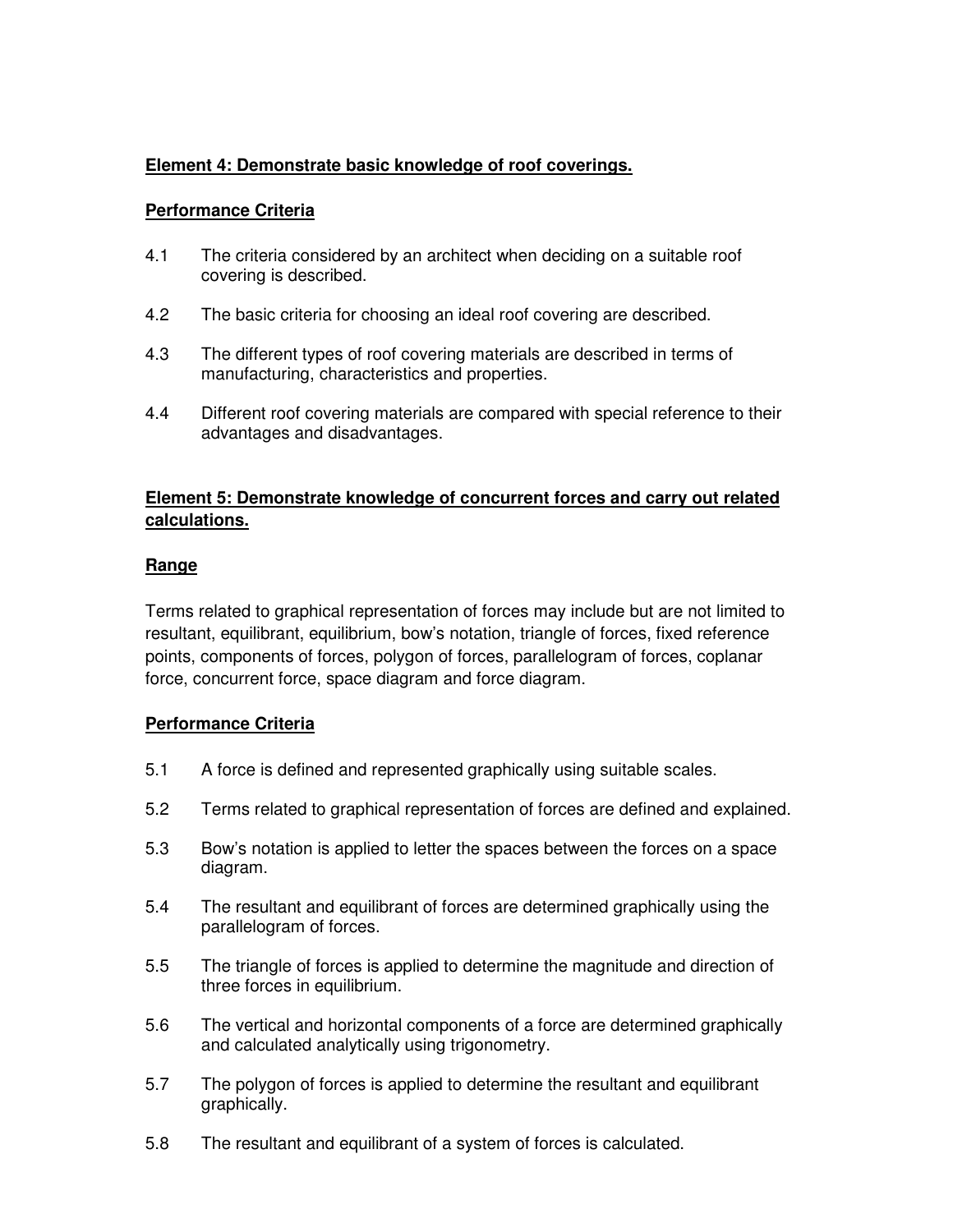**Element 4: Demonstrate basic knowledge of roof coverings.**

**Performance Criteria**

4.1 The criteria considered by an architect when deciding on a suitable roof covering is described.

4.2 The basic criteria for choosing an ideal roof covering are described.

4.3 The different types of roof covering materials are described in terms of manufacturing, characteristics and properties.

4.4 Different roof covering materials are compared with special reference to their advantages and disadvantages.

**Element 5: Demonstrate knowledge of concurrent forces and carry out related calculations.**

**Range**

Terms related to graphical representation of forces may include but are not limited to resultant, equilibrant, equilibrium, bow's notation, triangle of forces, fixed reference points, components of forces, polygon of forces, parallelogram of forces, coplanar force, concurrent force, space diagram and force diagram.

**Performance Criteria**

5.1 A force is defined and represented graphically using suitable scales.

5.2 Terms related to graphical representation of forces are defined and explained.

5.3 Bow's notation is applied to letter the spaces between the forces on a space diagram.

5.4 The resultant and equilibrant of forces are determined graphically using the parallelogram of forces.

5.5 The triangle of forces is applied to determine the magnitude and direction of three forces in equilibrium.

5.6 The vertical and horizontal components of a force are determined graphically and calculated analytically using trigonometry.

5.7 The polygon of forces is applied to determine the resultant and equilibrant graphically.

5.8 The resultant and equilibrant of a system of forces is calculated.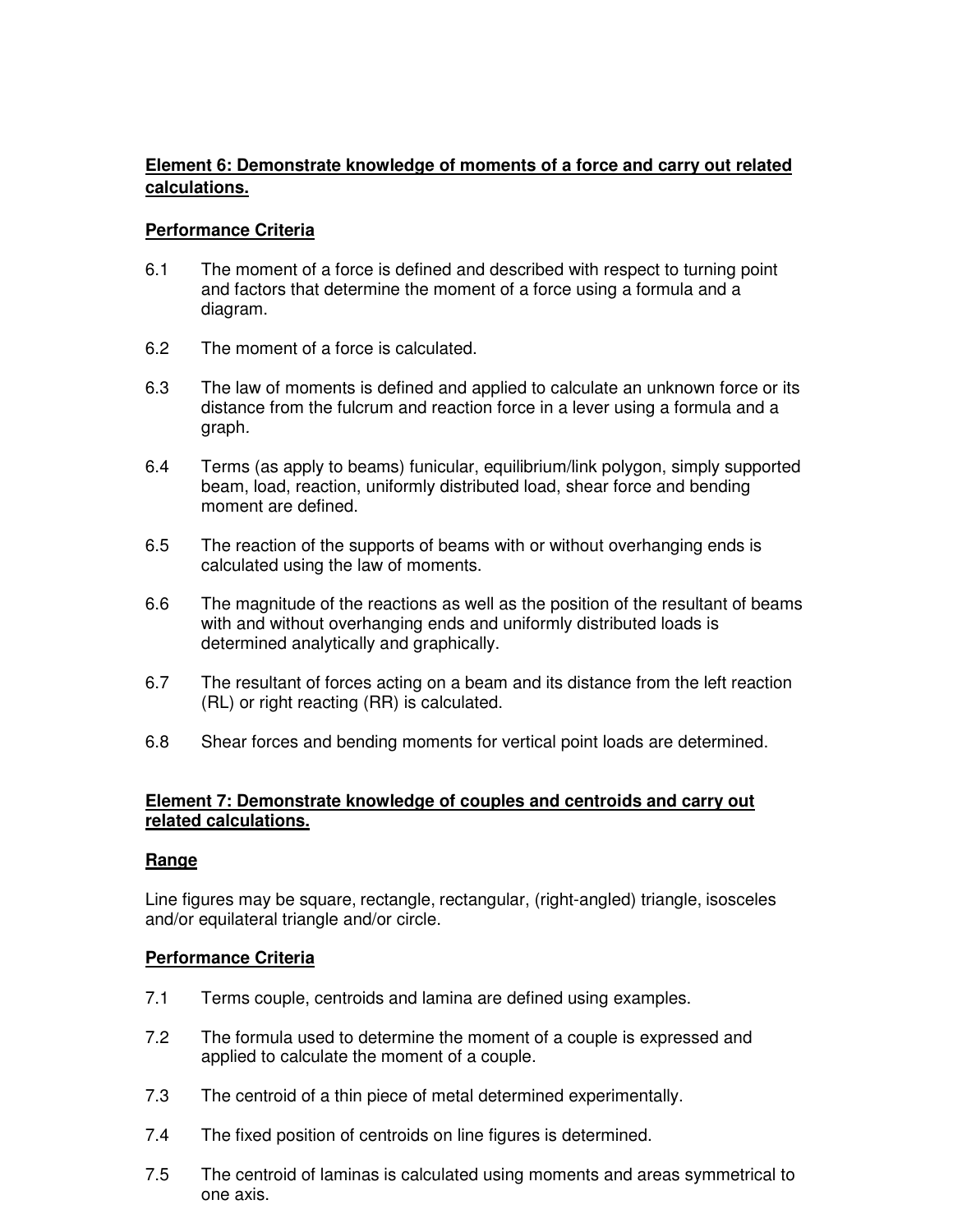**Element 6: Demonstrate knowledge of moments of a force and carry out related calculations.**

**Performance Criteria**

6.1 The moment of a force is defined and described with respect to turning point and factors that determine the moment of a force using a formula and a diagram.

6.2 The moment of a force is calculated.

6.3 The law of moments is defined and applied to calculate an unknown force or its distance from the fulcrum and reaction force in a lever using a formula and a graph.

6.4 Terms (as apply to beams) funicular, equilibrium/link polygon, simply supported beam, load, reaction, uniformly distributed load, shear force and bending moment are defined.

6.5 The reaction of the supports of beams with or without overhanging ends is calculated using the law of moments.

6.6 The magnitude of the reactions as well as the position of the resultant of beams with and without overhanging ends and uniformly distributed loads is determined analytically and graphically.

6.7 The resultant of forces acting on a beam and its distance from the left reaction (RL) or right reacting (RR) is calculated.

6.8 Shear forces and bending moments for vertical point loads are determined.

**Element 7: Demonstrate knowledge of couples and centroids and carry out related calculations.**

**Range**

Line figures may be square, rectangle, rectangular, (right-angled) triangle, isosceles and/or equilateral triangle and/or circle.

**Performance Criteria**

7.1 Terms couple, centroids and lamina are defined using examples.

7.2 The formula used to determine the moment of a couple is expressed and applied to calculate the moment of a couple.

7.3 The centroid of a thin piece of metal determined experimentally.

7.4 The fixed position of centroids on line figures is determined.

7.5 The centroid of laminas is calculated using moments and areas symmetrical to one axis.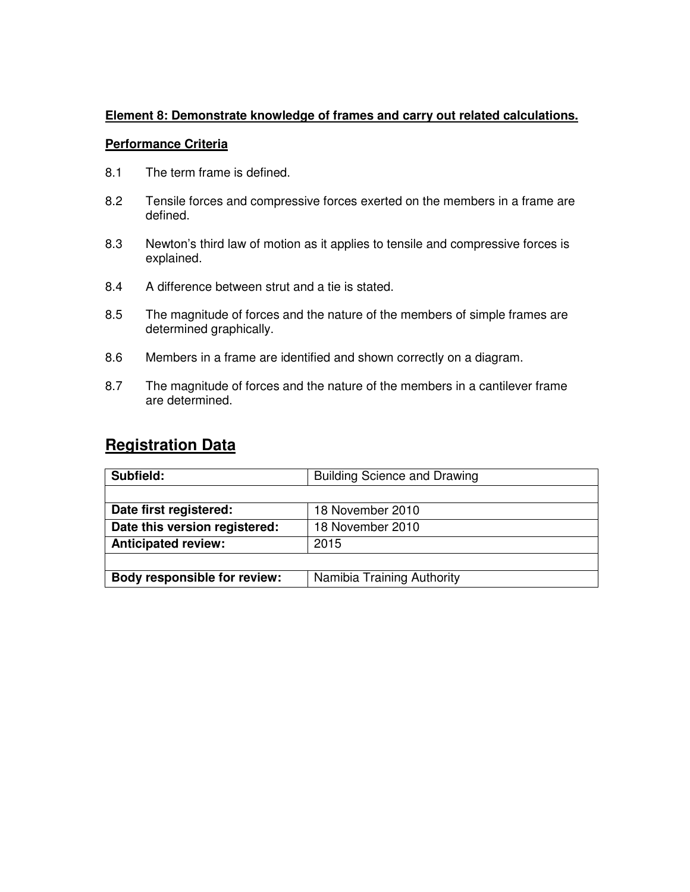**Element 8: Demonstrate knowledge of frames and carry out related calculations.**

**Performance Criteria**

8.1 The term frame is defined.

8.2 Tensile forces and compressive forces exerted on the members in a frame are defined.

8.3 Newton's third law of motion as it applies to tensile and compressive forces is explained.

8.4 A difference between strut and a tie is stated.

8.5 The magnitude of forces and the nature of the members of simple frames are determined graphically.

8.6 Members in a frame are identified and shown correctly on a diagram.

8.7 The magnitude of forces and the nature of the members in a cantilever frame are determined.

## Registration Data

| | |
|---|---|
| **Subfield:** | Building Science and Drawing |
| | |
| **Date first registered:** | 18 November 2010 |
| **Date this version registered:** | 18 November 2010 |
| **Anticipated review:** | 2015 |
| | |
| **Body responsible for review:** | Namibia Training Authority |